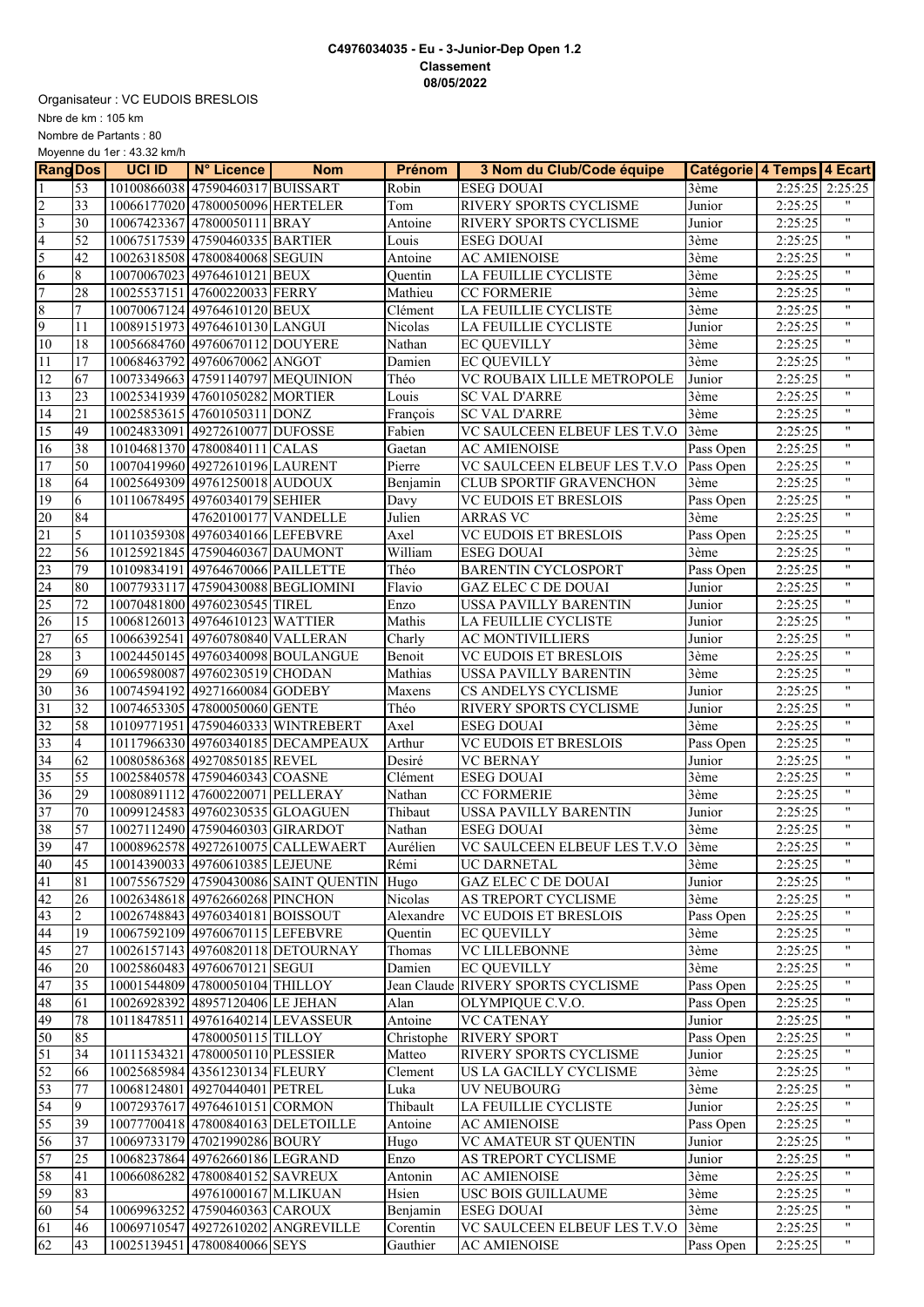**C4976034035 - Eu - 3-Junior-Dep Open 1.2**
**Classement**
**08/05/2022**

Organisateur : VC EUDOIS BRESLOIS
Nbre de km : 105 km
Nombre de Partants : 80
Moyenne du 1er : 43.32 km/h

| Rang | Dos | UCI ID | N° Licence | Nom | Prénom | 3 Nom du Club/Code équipe | Catégorie | 4 Temps | 4 Ecart |
|---|---|---|---|---|---|---|---|---|---|
| 1 | 53 | 10100866038 | 47590460317 | BUISSART | Robin | ESEG DOUAI | 3ème | 2:25:25 | 2:25:25 |
| 2 | 33 | 10066177020 | 47800050096 | HERTELER | Tom | RIVERY SPORTS CYCLISME | Junior | 2:25:25 | " |
| 3 | 30 | 10067423367 | 47800050111 | BRAY | Antoine | RIVERY SPORTS CYCLISME | Junior | 2:25:25 | " |
| 4 | 52 | 10067517539 | 47590460335 | BARTIER | Louis | ESEG DOUAI | 3ème | 2:25:25 | " |
| 5 | 42 | 10026318508 | 47800840068 | SEGUIN | Antoine | AC AMIENOISE | 3ème | 2:25:25 | " |
| 6 | 8 | 10070067023 | 49764610121 | BEUX | Quentin | LA FEUILLIE CYCLISTE | 3ème | 2:25:25 | " |
| 7 | 28 | 10025537151 | 47600220033 | FERRY | Mathieu | CC FORMERIE | 3ème | 2:25:25 | " |
| 8 | 7 | 10070067124 | 49764610120 | BEUX | Clément | LA FEUILLIE CYCLISTE | 3ème | 2:25:25 | " |
| 9 | 11 | 10089151973 | 49764610130 | LANGUI | Nicolas | LA FEUILLIE CYCLISTE | Junior | 2:25:25 | " |
| 10 | 18 | 10056684760 | 49760670112 | DOUYERE | Nathan | EC QUEVILLY | 3ème | 2:25:25 | " |
| 11 | 17 | 10068463792 | 49760670062 | ANGOT | Damien | EC QUEVILLY | 3ème | 2:25:25 | " |
| 12 | 67 | 10073349663 | 47591140797 | MEQUINION | Théo | VC ROUBAIX LILLE METROPOLE | Junior | 2:25:25 | " |
| 13 | 23 | 10025341939 | 47601050282 | MORTIER | Louis | SC VAL D'ARRE | 3ème | 2:25:25 | " |
| 14 | 21 | 10025853615 | 47601050311 | DONZ | François | SC VAL D'ARRE | 3ème | 2:25:25 | " |
| 15 | 49 | 10024833091 | 49272610077 | DUFOSSE | Fabien | VC SAULCEEN ELBEUF LES T.V.O | 3ème | 2:25:25 | " |
| 16 | 38 | 10104681370 | 47800840111 | CALAS | Gaetan | AC AMIENOISE | Pass Open | 2:25:25 | " |
| 17 | 50 | 10070419960 | 49272610196 | LAURENT | Pierre | VC SAULCEEN ELBEUF LES T.V.O | Pass Open | 2:25:25 | " |
| 18 | 64 | 10025649309 | 49761250018 | AUDOUX | Benjamin | CLUB SPORTIF GRAVENCHON | 3ème | 2:25:25 | " |
| 19 | 6 | 10110678495 | 49760340179 | SEHIER | Davy | VC EUDOIS ET BRESLOIS | Pass Open | 2:25:25 | " |
| 20 | 84 | | 47620100177 | VANDELLE | Julien | ARRAS VC | 3ème | 2:25:25 | " |
| 21 | 5 | 10110359308 | 49760340166 | LEFEBVRE | Axel | VC EUDOIS ET BRESLOIS | Pass Open | 2:25:25 | " |
| 22 | 56 | 10125921845 | 47590460367 | DAUMONT | William | ESEG DOUAI | 3ème | 2:25:25 | " |
| 23 | 79 | 10109834191 | 49764670066 | PAILLETTE | Théo | BARENTIN CYCLOSPORT | Pass Open | 2:25:25 | " |
| 24 | 80 | 10077933117 | 47590430088 | BEGLIOMINI | Flavio | GAZ ELEC C DE DOUAI | Junior | 2:25:25 | " |
| 25 | 72 | 10070481800 | 49760230545 | TIREL | Enzo | USSA PAVILLY BARENTIN | Junior | 2:25:25 | " |
| 26 | 15 | 10068126013 | 49764610123 | WATTIER | Mathis | LA FEUILLIE CYCLISTE | Junior | 2:25:25 | " |
| 27 | 65 | 10066392541 | 49760780840 | VALLERAN | Charly | AC MONTIVILLIERS | Junior | 2:25:25 | " |
| 28 | 3 | 10024450145 | 49760340098 | BOULANGUE | Benoit | VC EUDOIS ET BRESLOIS | 3ème | 2:25:25 | " |
| 29 | 69 | 10065980087 | 49760230519 | CHODAN | Mathias | USSA PAVILLY BARENTIN | 3ème | 2:25:25 | " |
| 30 | 36 | 10074594192 | 49271660084 | GODEBY | Maxens | CS ANDELYS CYCLISME | Junior | 2:25:25 | " |
| 31 | 32 | 10074653305 | 47800050060 | GENTE | Théo | RIVERY SPORTS CYCLISME | Junior | 2:25:25 | " |
| 32 | 58 | 10109771951 | 47590460333 | WINTREBERT | Axel | ESEG DOUAI | 3ème | 2:25:25 | " |
| 33 | 4 | 10117966330 | 49760340185 | DECAMPEAUX | Arthur | VC EUDOIS ET BRESLOIS | Pass Open | 2:25:25 | " |
| 34 | 62 | 10080586368 | 49270850185 | REVEL | Desiré | VC BERNAY | Junior | 2:25:25 | " |
| 35 | 55 | 10025840578 | 47590460343 | COASNE | Clément | ESEG DOUAI | 3ème | 2:25:25 | " |
| 36 | 29 | 10080891112 | 47600220071 | PELLERAY | Nathan | CC FORMERIE | 3ème | 2:25:25 | " |
| 37 | 70 | 10099124583 | 49760230535 | GLOAGUEN | Thibaut | USSA PAVILLY BARENTIN | Junior | 2:25:25 | " |
| 38 | 57 | 10027112490 | 47590460303 | GIRARDOT | Nathan | ESEG DOUAI | 3ème | 2:25:25 | " |
| 39 | 47 | 10008962578 | 49272610075 | CALLEWAERT | Aurélien | VC SAULCEEN ELBEUF LES T.V.O | 3ème | 2:25:25 | " |
| 40 | 45 | 10014390033 | 49760610385 | LEJEUNE | Rémi | UC DARNETAL | 3ème | 2:25:25 | " |
| 41 | 81 | 10075567529 | 47590430086 | SAINT QUENTIN | Hugo | GAZ ELEC C DE DOUAI | Junior | 2:25:25 | " |
| 42 | 26 | 10026348618 | 49762660268 | PINCHON | Nicolas | AS TREPORT CYCLISME | 3ème | 2:25:25 | " |
| 43 | 2 | 10026748843 | 49760340181 | BOISSOUT | Alexandre | VC EUDOIS ET BRESLOIS | Pass Open | 2:25:25 | " |
| 44 | 19 | 10067592109 | 49760670115 | LEFEBVRE | Quentin | EC QUEVILLY | 3ème | 2:25:25 | " |
| 45 | 27 | 10026157143 | 49760820118 | DETOURNAY | Thomas | VC LILLEBONNE | 3ème | 2:25:25 | " |
| 46 | 20 | 10025860483 | 49760670121 | SEGUI | Damien | EC QUEVILLY | 3ème | 2:25:25 | " |
| 47 | 35 | 10001544809 | 47800050104 | THILLOY | Jean Claude | RIVERY SPORTS CYCLISME | Pass Open | 2:25:25 | " |
| 48 | 61 | 10026928392 | 48957120406 | LE JEHAN | Alan | OLYMPIQUE C.V.O. | Pass Open | 2:25:25 | " |
| 49 | 78 | 10118478511 | 49761640214 | LEVASSEUR | Antoine | VC CATENAY | Junior | 2:25:25 | " |
| 50 | 85 | | 47800050115 | TILLOY | Christophe | RIVERY SPORT | Pass Open | 2:25:25 | " |
| 51 | 34 | 10111534321 | 47800050110 | PLESSIER | Matteo | RIVERY SPORTS CYCLISME | Junior | 2:25:25 | " |
| 52 | 66 | 10025685984 | 43561230134 | FLEURY | Clement | US LA GACILLY CYCLISME | 3ème | 2:25:25 | " |
| 53 | 77 | 10068124801 | 49270440401 | PETREL | Luka | UV NEUBOURG | 3ème | 2:25:25 | " |
| 54 | 9 | 10072937617 | 49764610151 | CORMON | Thibault | LA FEUILLIE CYCLISTE | Junior | 2:25:25 | " |
| 55 | 39 | 10077700418 | 47800840163 | DELETOILLE | Antoine | AC AMIENOISE | Pass Open | 2:25:25 | " |
| 56 | 37 | 10069733179 | 47021990286 | BOURY | Hugo | VC AMATEUR ST QUENTIN | Junior | 2:25:25 | " |
| 57 | 25 | 10068237864 | 49762660186 | LEGRAND | Enzo | AS TREPORT CYCLISME | Junior | 2:25:25 | " |
| 58 | 41 | 10066086282 | 47800840152 | SAVREUX | Antonin | AC AMIENOISE | 3ème | 2:25:25 | " |
| 59 | 83 | | 49761000167 | M.LIKUAN | Hsien | USC BOIS GUILLAUME | 3ème | 2:25:25 | " |
| 60 | 54 | 10069963252 | 47590460363 | CAROUX | Benjamin | ESEG DOUAI | 3ème | 2:25:25 | " |
| 61 | 46 | 10069710547 | 49272610202 | ANGREVILLE | Corentin | VC SAULCEEN ELBEUF LES T.V.O | 3ème | 2:25:25 | " |
| 62 | 43 | 10025139451 | 47800840066 | SEYS | Gauthier | AC AMIENOISE | Pass Open | 2:25:25 | " |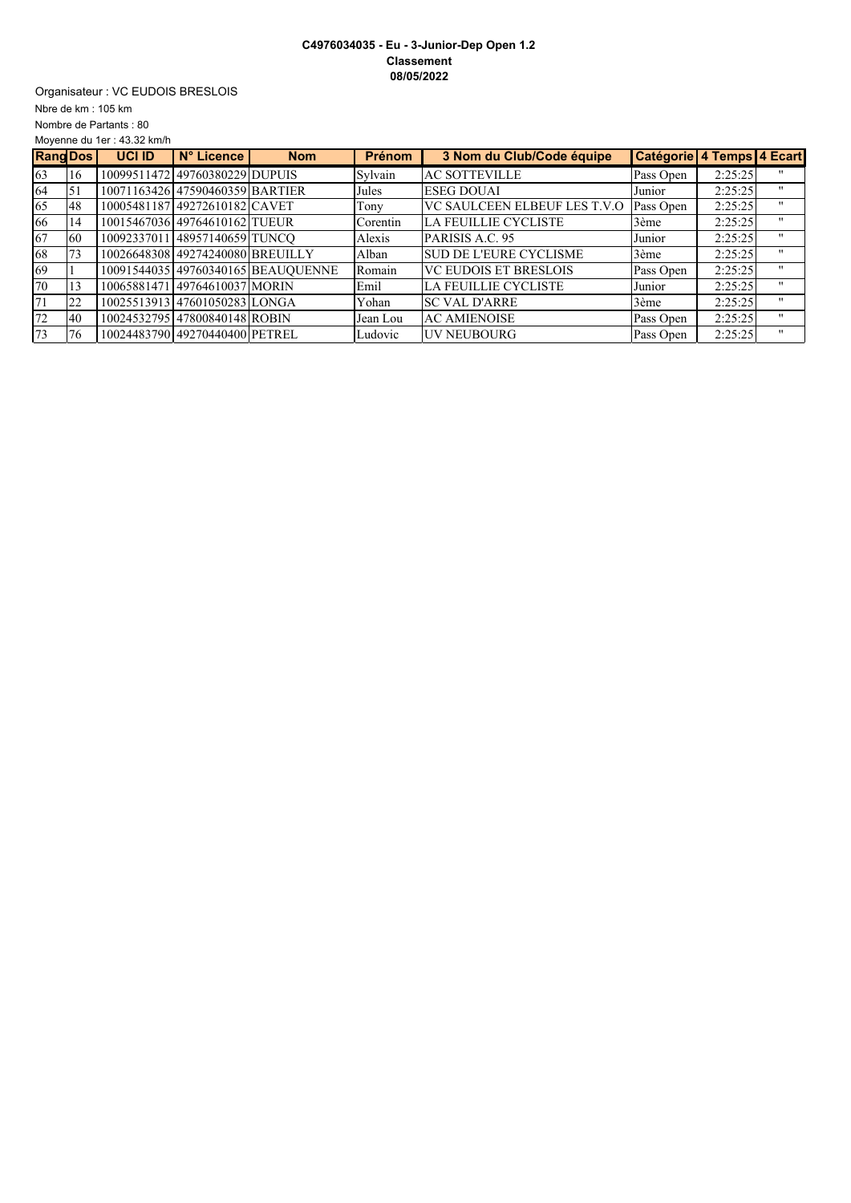**C4976034035 - Eu - 3-Junior-Dep Open 1.2**
**Classement**
**08/05/2022**

Organisateur : VC EUDOIS BRESLOIS
Nbre de km : 105 km
Nombre de Partants : 80
Moyenne du 1er : 43.32 km/h

| Rang | Dos | UCI ID | N° Licence | Nom | Prénom | 3 Nom du Club/Code équipe | Catégorie | 4 Temps | 4 Ecart |
|---|---|---|---|---|---|---|---|---|---|
| 63 | 16 | 10099511472 | 49760380229 | DUPUIS | Sylvain | AC SOTTEVILLE | Pass Open | 2:25:25 | " |
| 64 | 51 | 10071163426 | 47590460359 | BARTIER | Jules | ESEG DOUAI | Junior | 2:25:25 | " |
| 65 | 48 | 10005481187 | 49272610182 | CAVET | Tony | VC SAULCEEN ELBEUF LES T.V.O | Pass Open | 2:25:25 | " |
| 66 | 14 | 10015467036 | 49764610162 | TUEUR | Corentin | LA FEUILLIE CYCLISTE | 3ème | 2:25:25 | " |
| 67 | 60 | 10092337011 | 48957140659 | TUNCQ | Alexis | PARISIS A.C. 95 | Junior | 2:25:25 | " |
| 68 | 73 | 10026648308 | 49274240080 | BREUILLY | Alban | SUD DE L'EURE CYCLISME | 3ème | 2:25:25 | " |
| 69 | 1 | 10091544035 | 49760340165 | BEAUQUENNE | Romain | VC EUDOIS ET BRESLOIS | Pass Open | 2:25:25 | " |
| 70 | 13 | 10065881471 | 49764610037 | MORIN | Emil | LA FEUILLIE CYCLISTE | Junior | 2:25:25 | " |
| 71 | 22 | 10025513913 | 47601050283 | LONGA | Yohan | SC VAL D'ARRE | 3ème | 2:25:25 | " |
| 72 | 40 | 10024532795 | 47800840148 | ROBIN | Jean Lou | AC AMIENOISE | Pass Open | 2:25:25 | " |
| 73 | 76 | 10024483790 | 49270440400 | PETREL | Ludovic | UV NEUBOURG | Pass Open | 2:25:25 | " |